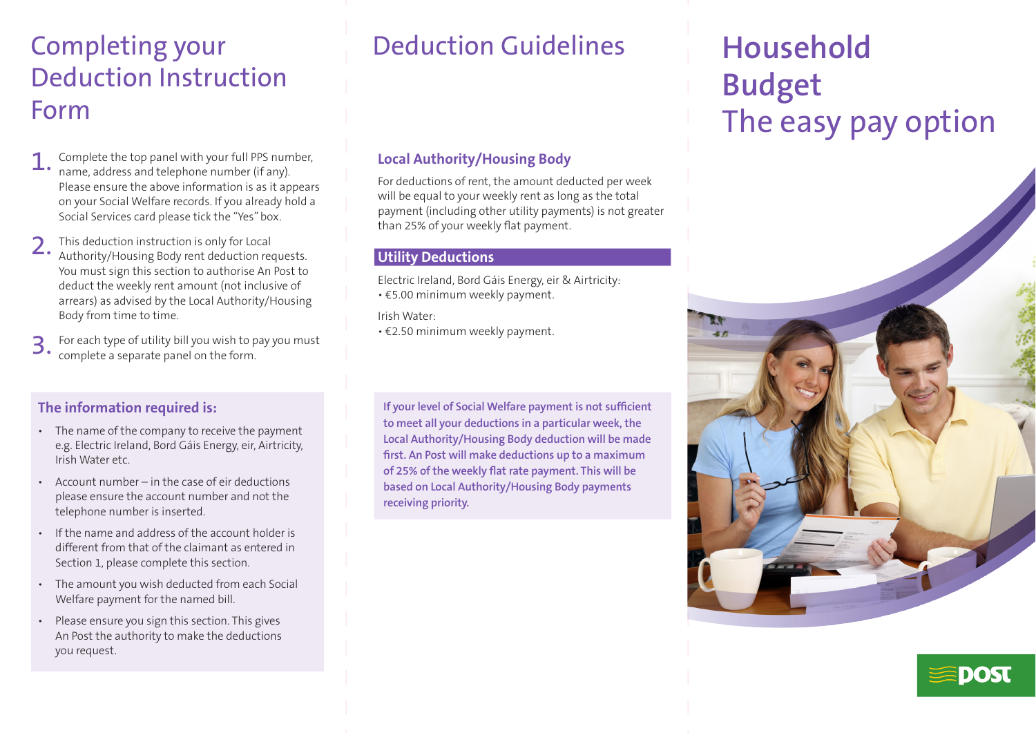# Completing your Deduction Instruction Form

1. Complete the top panel with your full PPS number, name, address and telephone number (if any). Please ensure the above information is as it appears on your Social Welfare records. If you already hold a Social Services card please tick the "Yes" box.

2. This deduction instruction is only for Local Authority/Housing Body rent deduction requests. You must sign this section to authorise An Post to deduct the weekly rent amount (not inclusive of arrears) as advised by the Local Authority/Housing Body from time to time.

3. For each type of utility bill you wish to pay you must complete a separate panel on the form.

### The information required is:

- The name of the company to receive the payment e.g. Electric Ireland, Bord Gáis Energy, eir, Airtricity, Irish Water etc.
- Account number – in the case of eir deductions please ensure the account number and not the telephone number is inserted.
- If the name and address of the account holder is different from that of the claimant as entered in Section 1, please complete this section.
- The amount you wish deducted from each Social Welfare payment for the named bill.
- Please ensure you sign this section. This gives An Post the authority to make the deductions you request.

# Deduction Guidelines

### Local Authority/Housing Body

For deductions of rent, the amount deducted per week will be equal to your weekly rent as long as the total payment (including other utility payments) is not greater than 25% of your weekly flat payment.

### Utility Deductions

Electric Ireland, Bord Gáis Energy, eir & Airtricity:
- €5.00 minimum weekly payment.

Irish Water:
- €2.50 minimum weekly payment.

**If your level of Social Welfare payment is not sufficient to meet all your deductions in a particular week, the Local Authority/Housing Body deduction will be made first. An Post will make deductions up to a maximum of 25% of the weekly flat rate payment. This will be based on Local Authority/Housing Body payments receiving priority.**

# Household Budget
## The easy pay option

POST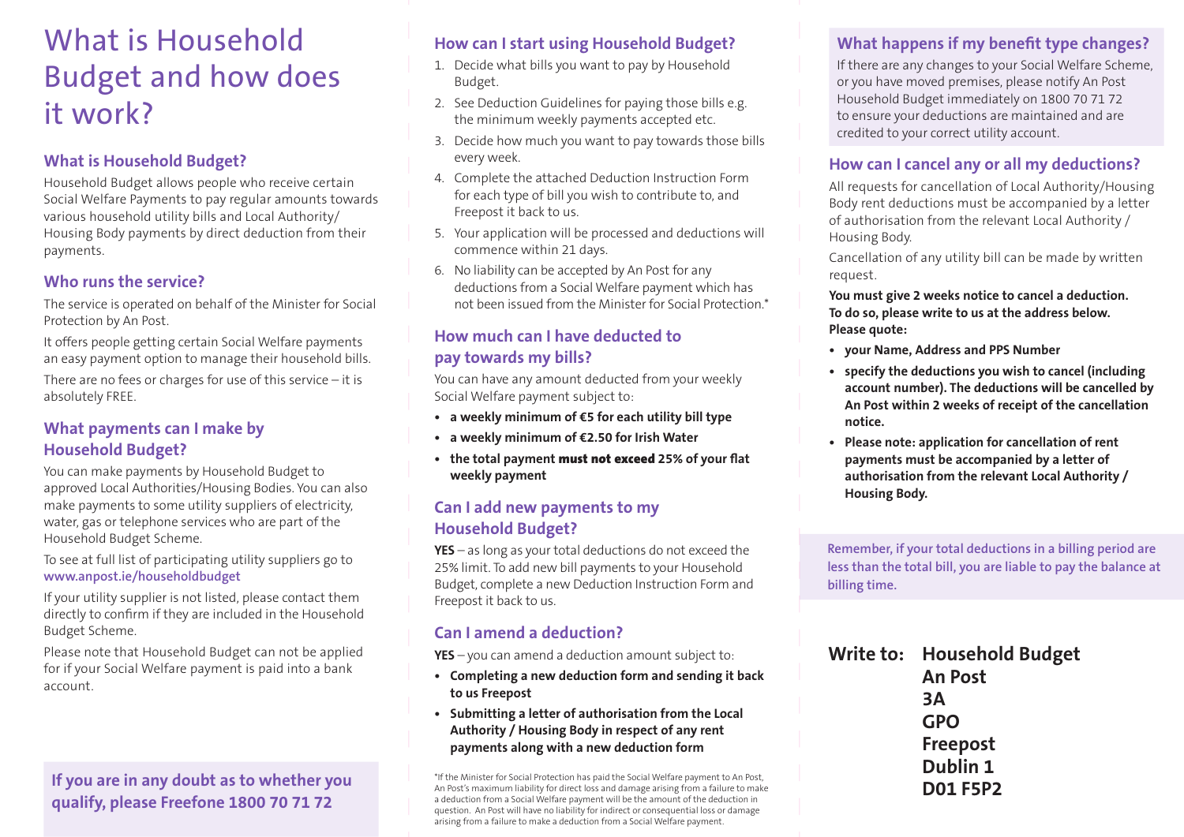# What is Household Budget and how does it work?

## What is Household Budget?

Household Budget allows people who receive certain Social Welfare Payments to pay regular amounts towards various household utility bills and Local Authority/ Housing Body payments by direct deduction from their payments.

## Who runs the service?

The service is operated on behalf of the Minister for Social Protection by An Post.

It offers people getting certain Social Welfare payments an easy payment option to manage their household bills.

There are no fees or charges for use of this service – it is absolutely FREE.

## What payments can I make by Household Budget?

You can make payments by Household Budget to approved Local Authorities/Housing Bodies. You can also make payments to some utility suppliers of electricity, water, gas or telephone services who are part of the Household Budget Scheme.

To see at full list of participating utility suppliers go to **www.anpost.ie/householdbudget**

If your utility supplier is not listed, please contact them directly to confirm if they are included in the Household Budget Scheme.

Please note that Household Budget can not be applied for if your Social Welfare payment is paid into a bank account.

**If you are in any doubt as to whether you qualify, please Freefone 1800 70 71 72**

## How can I start using Household Budget?

1. Decide what bills you want to pay by Household Budget.
2. See Deduction Guidelines for paying those bills e.g. the minimum weekly payments accepted etc.
3. Decide how much you want to pay towards those bills every week.
4. Complete the attached Deduction Instruction Form for each type of bill you wish to contribute to, and Freepost it back to us.
5. Your application will be processed and deductions will commence within 21 days.
6. No liability can be accepted by An Post for any deductions from a Social Welfare payment which has not been issued from the Minister for Social Protection.*

## How much can I have deducted to pay towards my bills?

You can have any amount deducted from your weekly Social Welfare payment subject to:

- **a weekly minimum of €5 for each utility bill type**
- **a weekly minimum of €2.50 for Irish Water**
- **the total payment must not exceed 25% of your flat weekly payment**

## Can I add new payments to my Household Budget?

**YES** – as long as your total deductions do not exceed the 25% limit. To add new bill payments to your Household Budget, complete a new Deduction Instruction Form and Freepost it back to us.

## Can I amend a deduction?

**YES** – you can amend a deduction amount subject to:

- **Completing a new deduction form and sending it back to us Freepost**
- **Submitting a letter of authorisation from the Local Authority / Housing Body in respect of any rent payments along with a new deduction form**

*If the Minister for Social Protection has paid the Social Welfare payment to An Post, An Post's maximum liability for direct loss and damage arising from a failure to make a deduction from a Social Welfare payment will be the amount of the deduction in question. An Post will have no liability for indirect or consequential loss or damage arising from a failure to make a deduction from a Social Welfare payment.

## What happens if my benefit type changes?

If there are any changes to your Social Welfare Scheme, or you have moved premises, please notify An Post Household Budget immediately on 1800 70 71 72 to ensure your deductions are maintained and are credited to your correct utility account.

## How can I cancel any or all my deductions?

All requests for cancellation of Local Authority/Housing Body rent deductions must be accompanied by a letter of authorisation from the relevant Local Authority / Housing Body.

Cancellation of any utility bill can be made by written request.

**You must give 2 weeks notice to cancel a deduction. To do so, please write to us at the address below. Please quote:**

- **your Name, Address and PPS Number**
- **specify the deductions you wish to cancel (including account number). The deductions will be cancelled by An Post within 2 weeks of receipt of the cancellation notice.**
- **Please note: application for cancellation of rent payments must be accompanied by a letter of authorisation from the relevant Local Authority / Housing Body.**

**Remember, if your total deductions in a billing period are less than the total bill, you are liable to pay the balance at billing time.**

**Write to:**
**Household Budget**
**An Post**
**3A**
**GPO**
**Freepost**
**Dublin 1**
**D01 F5P2**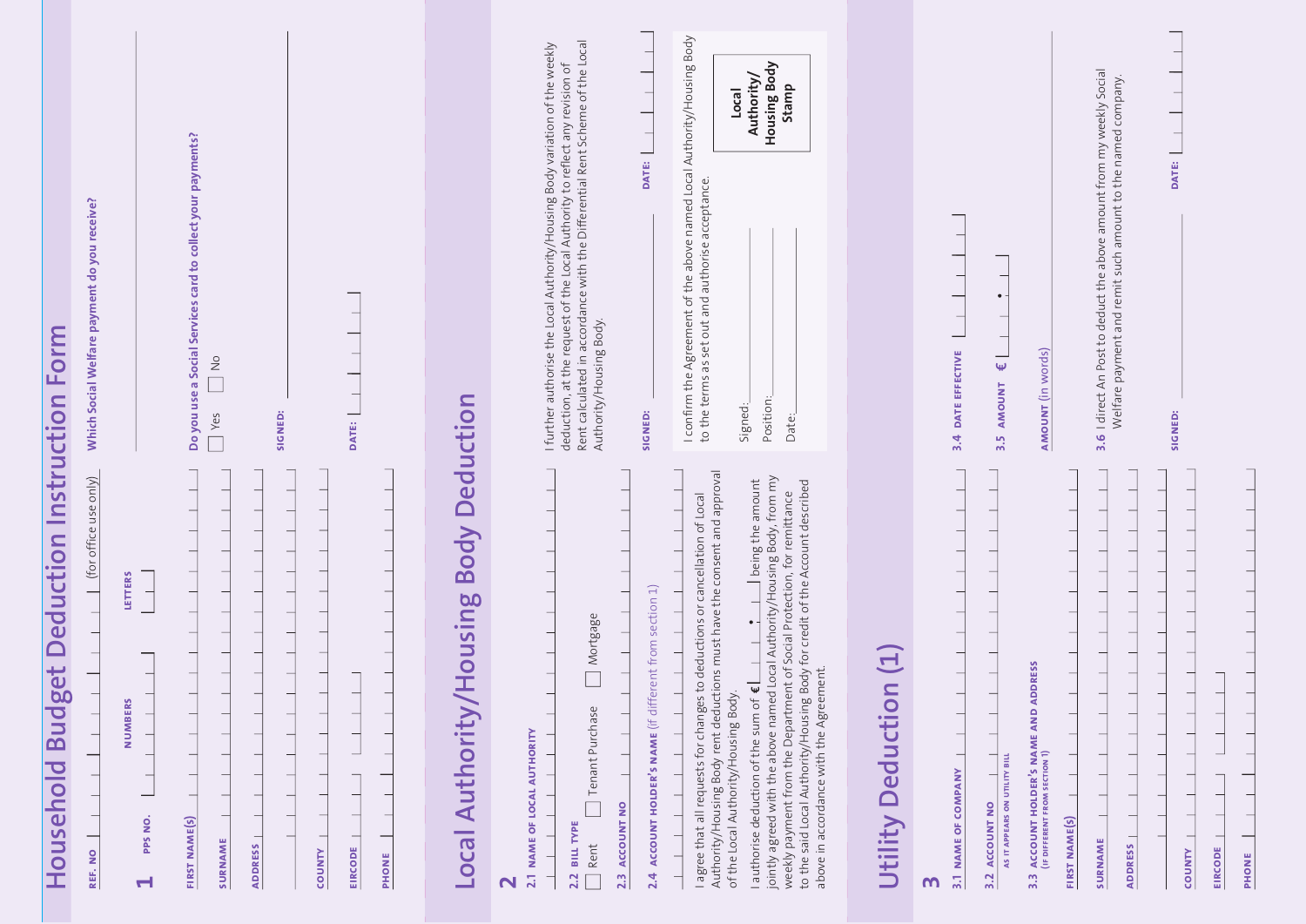# Household Budget Deduction Instruction Form

REF. NO _______________ (for office use only)

## 1

PPS NO. NUMBERS _______________ LETTERS ___

FIRST NAME(S) _______________

SURNAME _______________

ADDRESS _______________

COUNTY _______________

EIRCODE _______________

PHONE _______________

Which Social Welfare payment do you receive? _______________

Do you use a Social Services card to collect your payments?

☐ Yes ☐ No

SIGNED: _______________

DATE: ___ ___ ___ ___

# Local Authority/Housing Body Deduction

## 2

2.1 NAME OF LOCAL AUTHORITY _______________

2.2 BILL TYPE

☐ Rent ☐ Tenant Purchase ☐ Mortgage

2.3 ACCOUNT NO _______________

2.4 ACCOUNT HOLDER'S NAME (if different from section 1) _______________

I agree that all requests for changes to deductions or cancellation of Local Authority/Housing Body rent deductions must have the consent and approval of the Local Authority/Housing Body.

I authorise deduction of the sum of € ___ . ___ being the amount jointly agreed with the above named Local Authority/Housing Body, from my weekly payment from the Department of Social Protection, for remittance to the said Local Authority/Housing Body for credit of the Account described above in accordance with the Agreement.

I further authorise the Local Authority/Housing Body variation of the weekly deduction, at the request of the Local Authority to reflect any revision of Rent calculated in accordance with the Differential Rent Scheme of the Local Authority/Housing Body.

SIGNED: _______________ DATE: ___ ___ ___ ___

I confirm the Agreement of the above named Local Authority/Housing Body to the terms as set out and authorise acceptance.

Signed: _______________

Position: _______________

Date: _______________

Local Authority/ Housing Body Stamp

# Utility Deduction (1)

## 3

3.1 NAME OF COMPANY _______________

3.2 ACCOUNT NO AS IT APPEARS ON UTILITY BILL _______________

3.3 ACCOUNT HOLDER'S NAME AND ADDRESS (IF DIFFERENT FROM SECTION 1)

FIRST NAME(S) _______________

SURNAME _______________

ADDRESS _______________

COUNTY _______________

EIRCODE _______________

PHONE _______________

3.4 DATE EFFECTIVE ___ ___ ___ ___

3.5 AMOUNT € ___ . ___

AMOUNT (in words) _______________

3.6 I direct An Post to deduct the above amount from my weekly Social Welfare payment and remit such amount to the named company.

SIGNED: _______________ DATE: ___ ___ ___ ___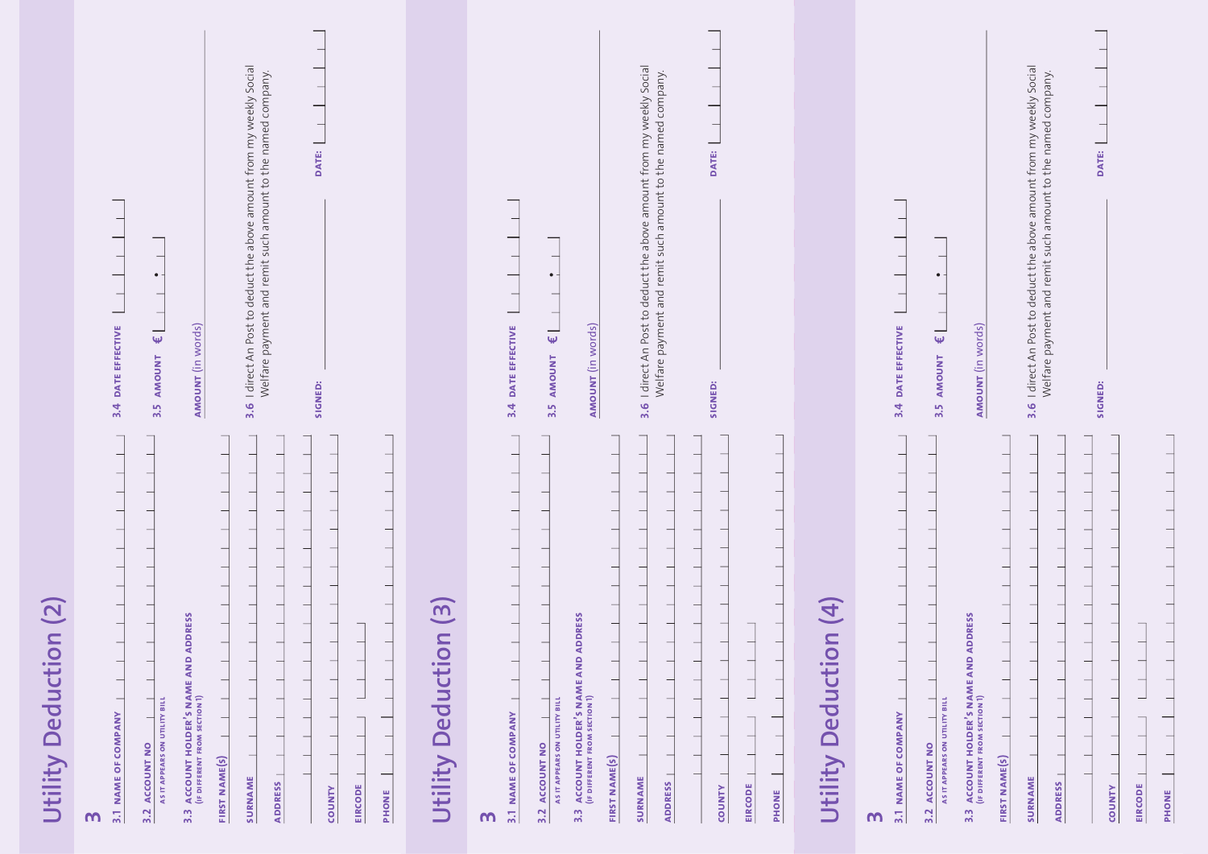## Utility Deduction (2)

**3**

**3.1 NAME OF COMPANY**

**3.2 ACCOUNT NO**
AS IT APPEARS ON UTILITY BILL

**3.3 ACCOUNT HOLDER'S NAME AND ADDRESS**
(IF DIFFERENT FROM SECTION 1)

**FIRST NAME(S)**

**SURNAME**

**ADDRESS**

**COUNTY**

**EIRCODE**

**PHONE**

**3.4 DATE EFFECTIVE**

**3.5 AMOUNT** € .

**AMOUNT** (in words)

**3.6** I direct An Post to deduct the above amount from my weekly Social Welfare payment and remit such amount to the named company.

**SIGNED:** **DATE:**

## Utility Deduction (3)

**3**

**3.1 NAME OF COMPANY**

**3.2 ACCOUNT NO**
AS IT APPEARS ON UTILITY BILL

**3.3 ACCOUNT HOLDER'S NAME AND ADDRESS**
(IF DIFFERENT FROM SECTION 1)

**FIRST NAME(S)**

**SURNAME**

**ADDRESS**

**COUNTY**

**EIRCODE**

**PHONE**

**3.4 DATE EFFECTIVE**

**3.5 AMOUNT** € .

**AMOUNT** (in words)

**3.6** I direct An Post to deduct the above amount from my weekly Social Welfare payment and remit such amount to the named company.

**SIGNED:** **DATE:**

## Utility Deduction (4)

**3**

**3.1 NAME OF COMPANY**

**3.2 ACCOUNT NO**
AS IT APPEARS ON UTILITY BILL

**3.3 ACCOUNT HOLDER'S NAME AND ADDRESS**
(IF DIFFERENT FROM SECTION 1)

**FIRST NAME(S)**

**SURNAME**

**ADDRESS**

**COUNTY**

**EIRCODE**

**PHONE**

**3.4 DATE EFFECTIVE**

**3.5 AMOUNT** € .

**AMOUNT** (in words)

**3.6** I direct An Post to deduct the above amount from my weekly Social Welfare payment and remit such amount to the named company.

**SIGNED:** **DATE:**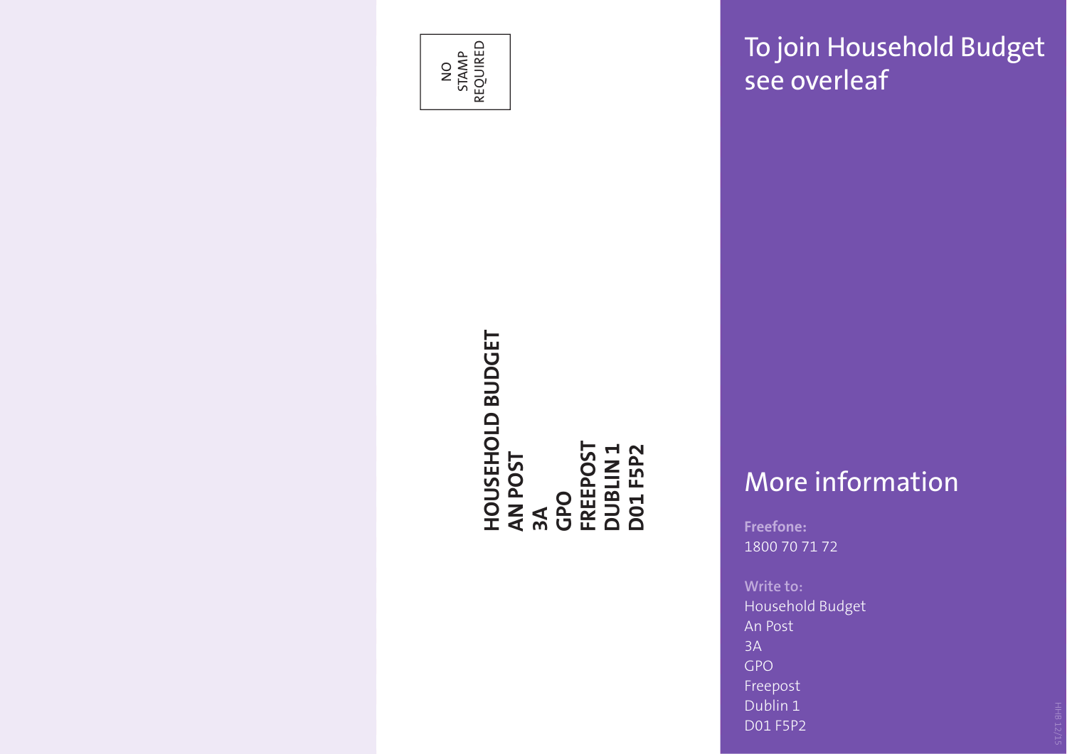NO STAMP REQUIRED

**HOUSEHOLD BUDGET**
**AN POST**
**3A**
**GPO**
**FREEPOST**
**DUBLIN 1**
**D01 F5P2**

## To join Household Budget see overleaf

## More information

**Freefone:**
1800 70 71 72

**Write to:**
Household Budget
An Post
3A
GPO
Freepost
Dublin 1
D01 F5P2

HHB 12/15